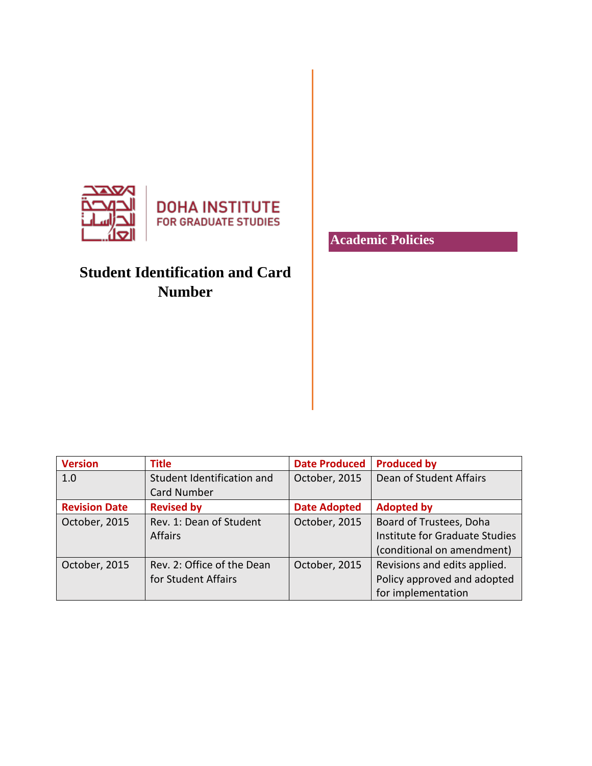DOHA INSTITUTE
FOR GRADUATE STUDIES

# Student Identification and Card Number

**Academic Policies**

| Version | Title | Date Produced | Produced by |
|---|---|---|---|
| 1.0 | Student Identification and Card Number | October, 2015 | Dean of Student Affairs |
| **Revision Date** | **Revised by** | **Date Adopted** | **Adopted by** |
| October, 2015 | Rev. 1: Dean of Student Affairs | October, 2015 | Board of Trustees, Doha Institute for Graduate Studies (conditional on amendment) |
| October, 2015 | Rev. 2: Office of the Dean for Student Affairs | October, 2015 | Revisions and edits applied. Policy approved and adopted for implementation |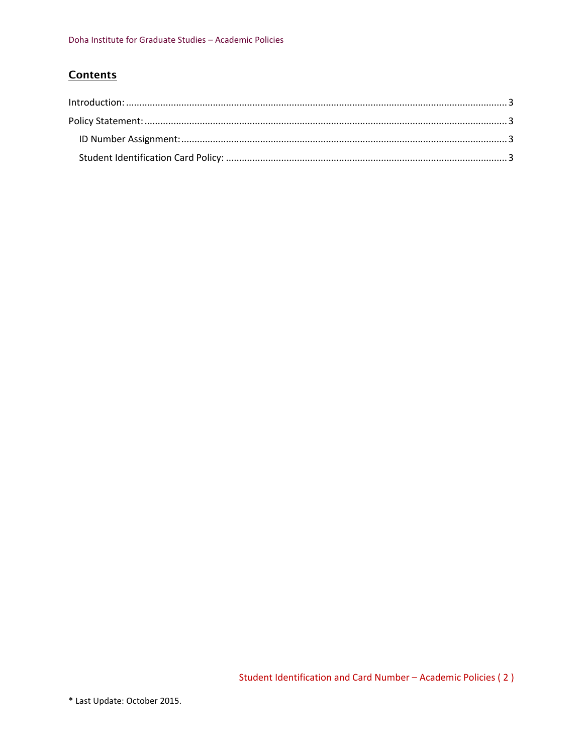## Contents

Introduction: ............................................................. 3

Policy Statement: ......................................................... 3

- ID Number Assignment: ................................................ 3
- Student Identification Card Policy: ................................. 3

* Last Update: October 2015.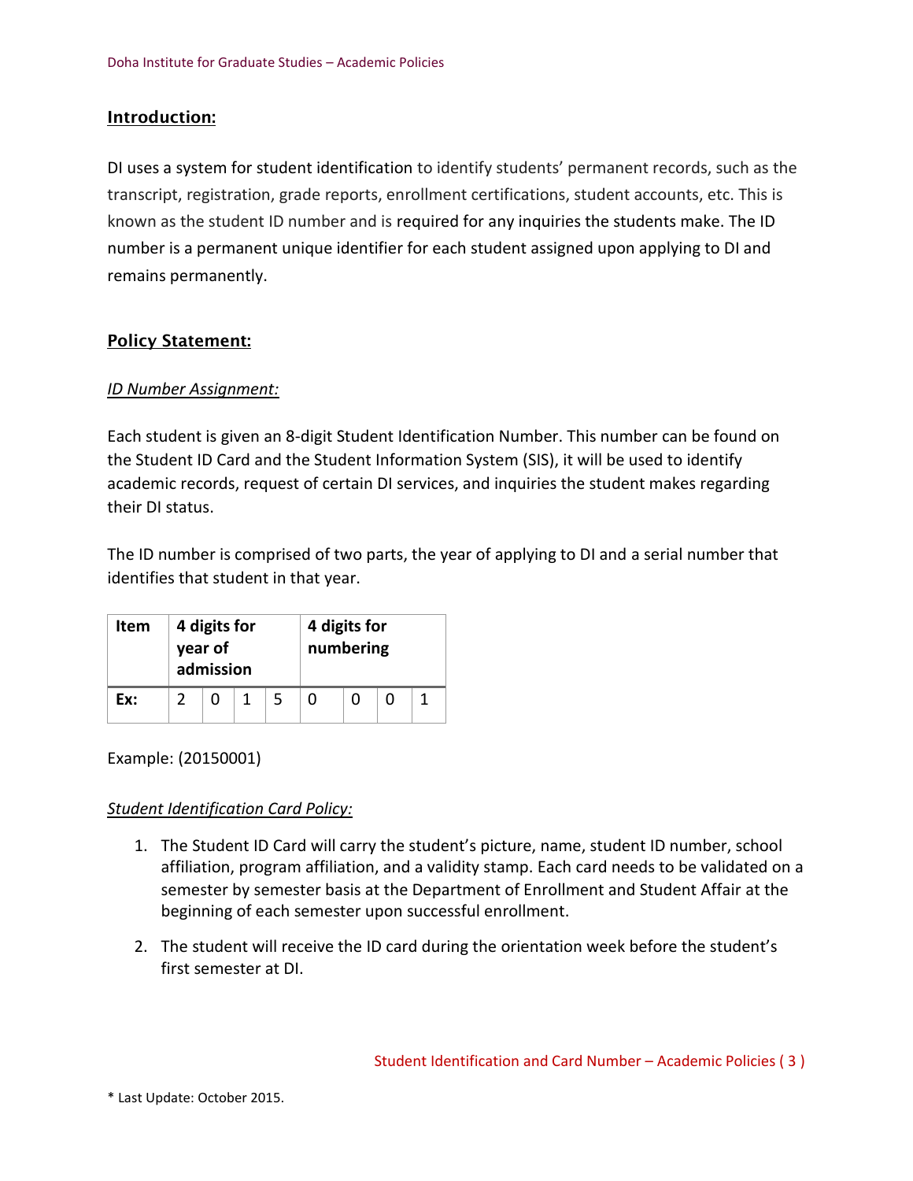## Introduction:

DI uses a system for student identification to identify students' permanent records, such as the transcript, registration, grade reports, enrollment certifications, student accounts, etc. This is known as the student ID number and is required for any inquiries the students make. The ID number is a permanent unique identifier for each student assigned upon applying to DI and remains permanently.

## Policy Statement:

*ID Number Assignment:*

Each student is given an 8-digit Student Identification Number. This number can be found on the Student ID Card and the Student Information System (SIS), it will be used to identify academic records, request of certain DI services, and inquiries the student makes regarding their DI status.

The ID number is comprised of two parts, the year of applying to DI and a serial number that identifies that student in that year.

| Item | 4 digits for year of admission | | | | 4 digits for numbering | | | |
|---|---|---|---|---|---|---|---|---|
| Ex: | 2 | 0 | 1 | 5 | 0 | 0 | 0 | 1 |

Example: (20150001)

*Student Identification Card Policy:*

1. The Student ID Card will carry the student's picture, name, student ID number, school affiliation, program affiliation, and a validity stamp. Each card needs to be validated on a semester by semester basis at the Department of Enrollment and Student Affair at the beginning of each semester upon successful enrollment.
2. The student will receive the ID card during the orientation week before the student's first semester at DI.

* Last Update: October 2015.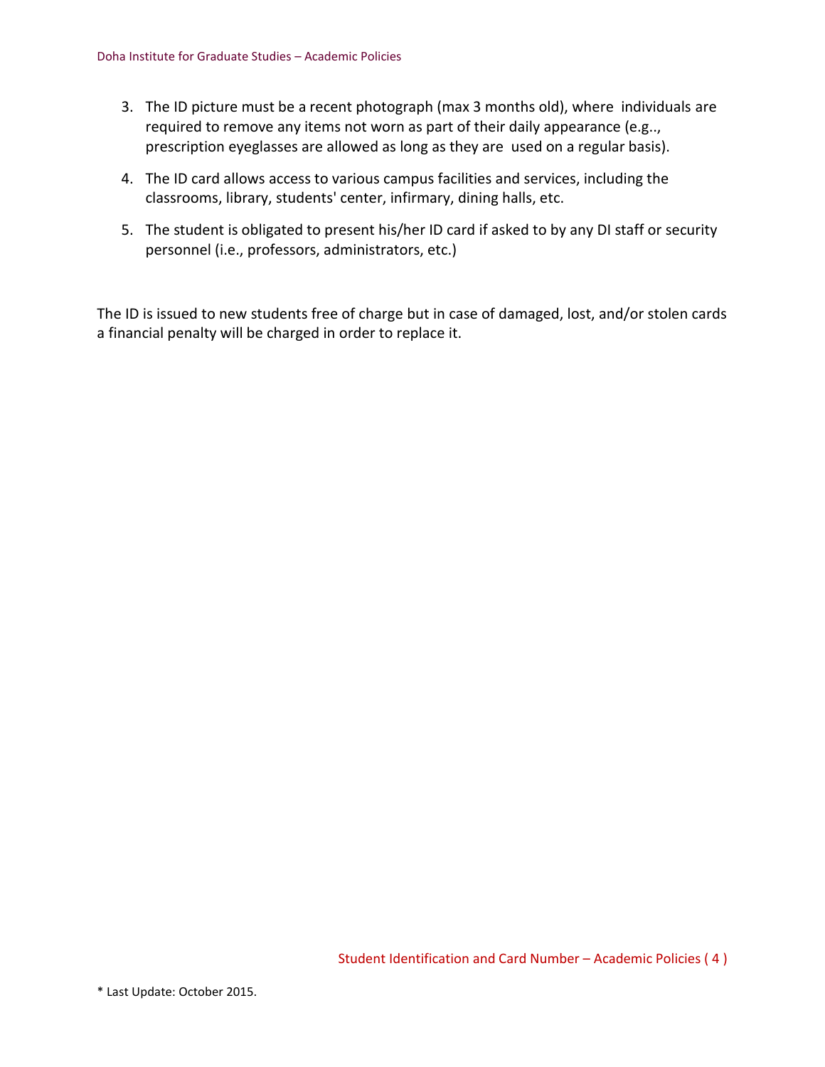3. The ID picture must be a recent photograph (max 3 months old), where individuals are required to remove any items not worn as part of their daily appearance (e.g.., prescription eyeglasses are allowed as long as they are used on a regular basis).
4. The ID card allows access to various campus facilities and services, including the classrooms, library, students' center, infirmary, dining halls, etc.
5. The student is obligated to present his/her ID card if asked to by any DI staff or security personnel (i.e., professors, administrators, etc.)

The ID is issued to new students free of charge but in case of damaged, lost, and/or stolen cards a financial penalty will be charged in order to replace it.

* Last Update: October 2015.